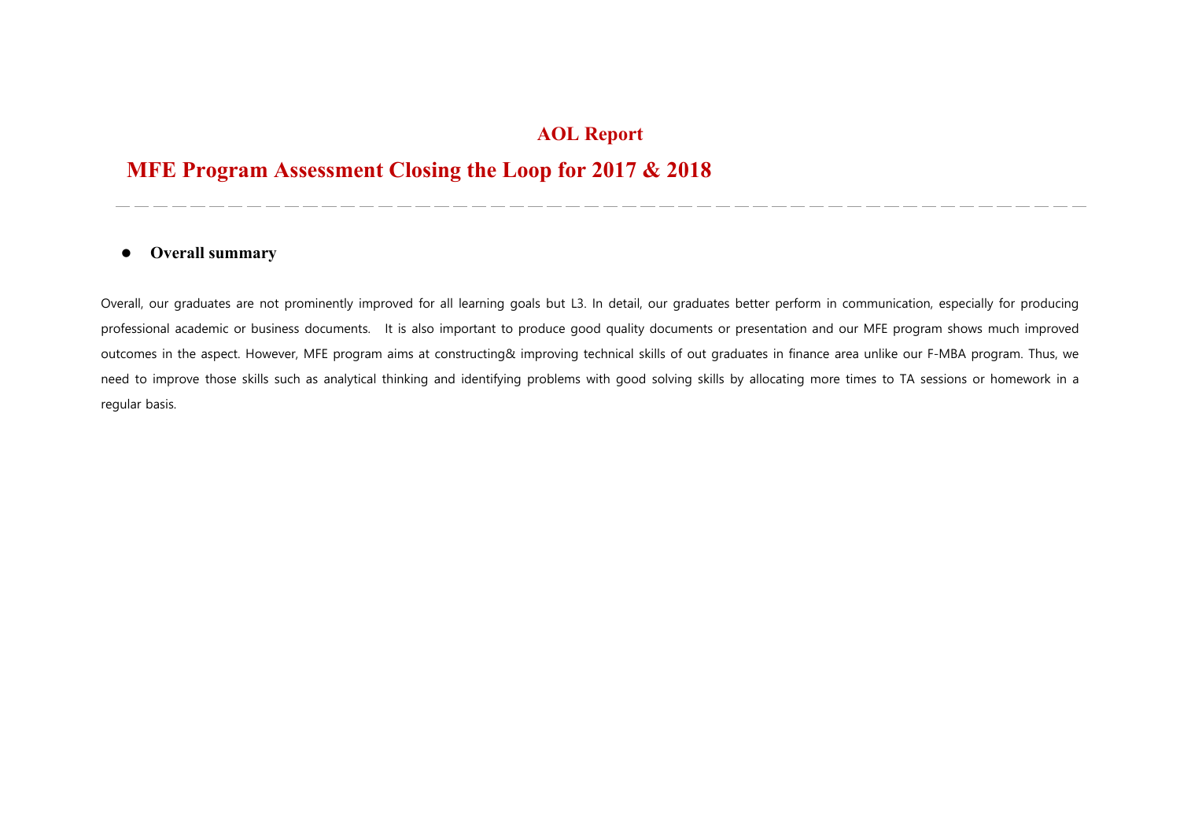# AOL Report

## MFE Program Assessment Closing the Loop for 2017 & 2018

---

- **Overall summary**

Overall, our graduates are not prominently improved for all learning goals but L3. In detail, our graduates better perform in communication, especially for producing professional academic or business documents.  It is also important to produce good quality documents or presentation and our MFE program shows much improved outcomes in the aspect. However, MFE program aims at constructing& improving technical skills of out graduates in finance area unlike our F-MBA program. Thus, we need to improve those skills such as analytical thinking and identifying problems with good solving skills by allocating more times to TA sessions or homework in a regular basis.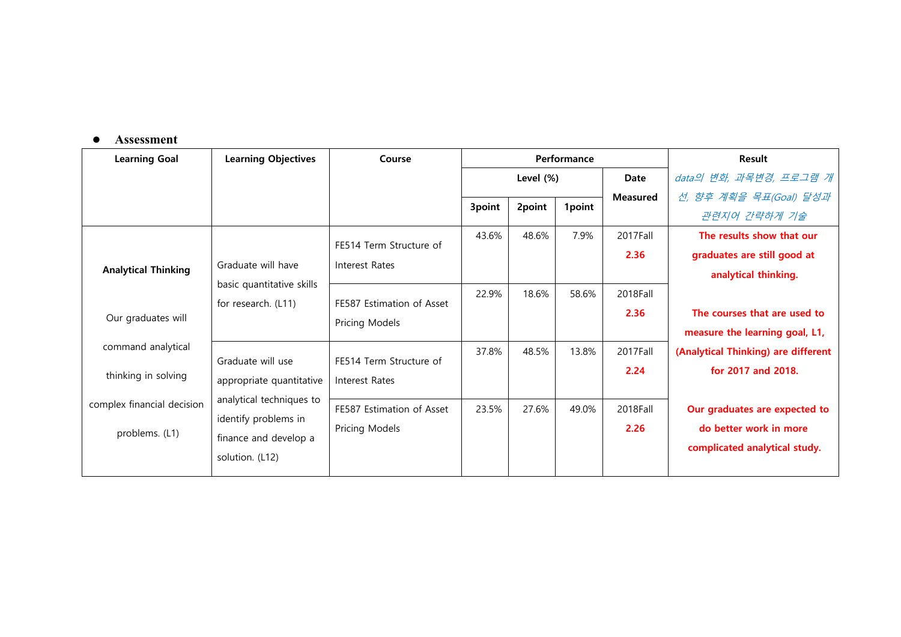- **Assessment**

| Learning Goal | Learning Objectives | Course | Performance | | | | Result |
|---|---|---|---|---|---|---|---|
| | | | Level (%) | | | Date Measured | *data의 변화, 과목변경, 프로그램 개선, 향후 계획을 목표(Goal) 달성과 관련지어 간략하게 기술* |
| | | | 3point | 2point | 1point | | |
| **Analytical Thinking**<br><br>Our graduates will command analytical thinking in solving complex financial decision problems. (L1) | Graduate will have basic quantitative skills for research. (L11) | FE514 Term Structure of Interest Rates | 43.6% | 48.6% | 7.9% | 2017Fall<br>**2.36** | **The results show that our graduates are still good at analytical thinking.**<br><br>**The courses that are used to measure the learning goal, L1, (Analytical Thinking) are different for 2017 and 2018.**<br><br>**Our graduates are expected to do better work in more complicated analytical study.** |
| | | FE587 Estimation of Asset Pricing Models | 22.9% | 18.6% | 58.6% | 2018Fall<br>**2.36** | |
| | Graduate will use appropriate quantitative analytical techniques to identify problems in finance and develop a solution. (L12) | FE514 Term Structure of Interest Rates | 37.8% | 48.5% | 13.8% | 2017Fall<br>**2.24** | |
| | | FE587 Estimation of Asset Pricing Models | 23.5% | 27.6% | 49.0% | 2018Fall<br>**2.26** | |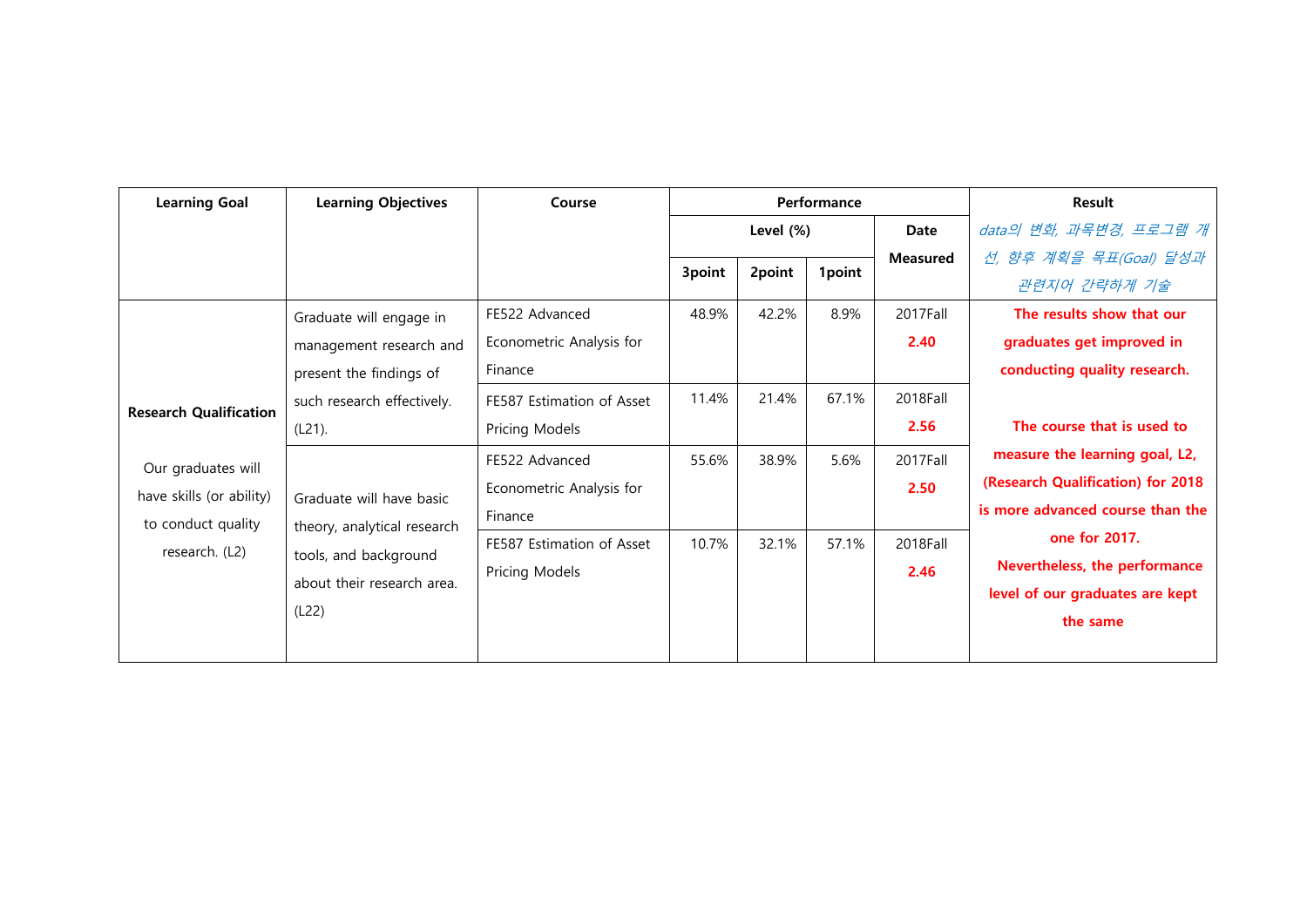| Learning Goal | Learning Objectives | Course | Performance | | | | Result |
|---|---|---|---|---|---|---|---|
| | | | Level (%) | | | Date Measured | *data의 변화, 과목변경, 프로그램 개선, 향후 계획을 목표(Goal) 달성과 관련지어 간략하게 기술* |
| | | | 3point | 2point | 1point | | |
| **Research Qualification**<br><br>Our graduates will have skills (or ability) to conduct quality research. (L2) | Graduate will engage in management research and present the findings of such research effectively. (L21). | FE522 Advanced Econometric Analysis for Finance | 48.9% | 42.2% | 8.9% | 2017Fall **2.40** | **The results show that our graduates get improved in conducting quality research.**<br><br>**The course that is used to measure the learning goal, L2, (Research Qualification) for 2018 is more advanced course than the one for 2017.**<br>**Nevertheless, the performance level of our graduates are kept the same** |
| | | FE587 Estimation of Asset Pricing Models | 11.4% | 21.4% | 67.1% | 2018Fall **2.56** | |
| | Graduate will have basic theory, analytical research tools, and background about their research area. (L22) | FE522 Advanced Econometric Analysis for Finance | 55.6% | 38.9% | 5.6% | 2017Fall **2.50** | |
| | | FE587 Estimation of Asset Pricing Models | 10.7% | 32.1% | 57.1% | 2018Fall **2.46** | |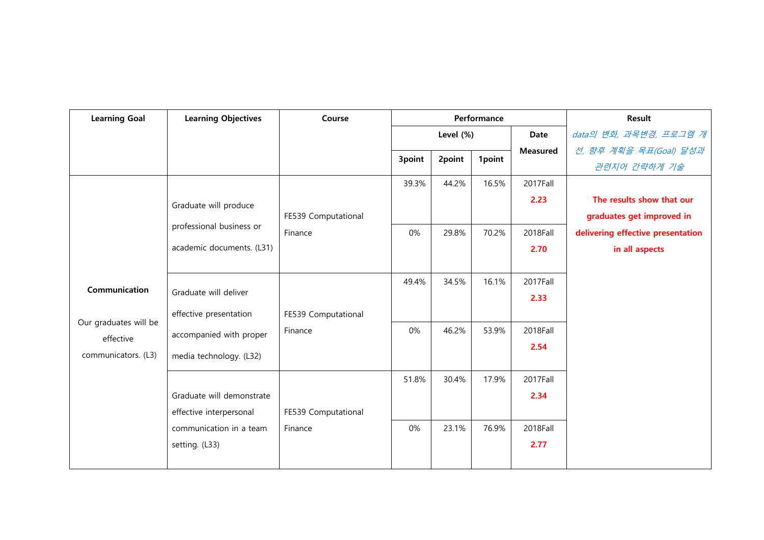| Learning Goal | Learning Objectives | Course | Performance | | | | Result |
|---|---|---|---|---|---|---|---|
| | | | Level (%) | | | Date Measured | *data의 변화, 과목변경, 프로그램 개선, 향후 계획을 목표(Goal) 달성과 관련지어 간략하게 기술* |
| | | | 3point | 2point | 1point | | |
| **Communication**<br><br>Our graduates will be effective communicators. (L3) | Graduate will produce professional business or academic documents. (L31) | FE539 Computational Finance | 39.3% | 44.2% | 16.5% | 2017Fall<br>**2.23** | **The results show that our graduates get improved in delivering effective presentation in all aspects** |
| | | | 0% | 29.8% | 70.2% | 2018Fall<br>**2.70** | |
| | Graduate will deliver effective presentation accompanied with proper media technology. (L32) | FE539 Computational Finance | 49.4% | 34.5% | 16.1% | 2017Fall<br>**2.33** | |
| | | | 0% | 46.2% | 53.9% | 2018Fall<br>**2.54** | |
| | Graduate will demonstrate effective interpersonal communication in a team setting. (L33) | FE539 Computational Finance | 51.8% | 30.4% | 17.9% | 2017Fall<br>**2.34** | |
| | | | 0% | 23.1% | 76.9% | 2018Fall<br>**2.77** | |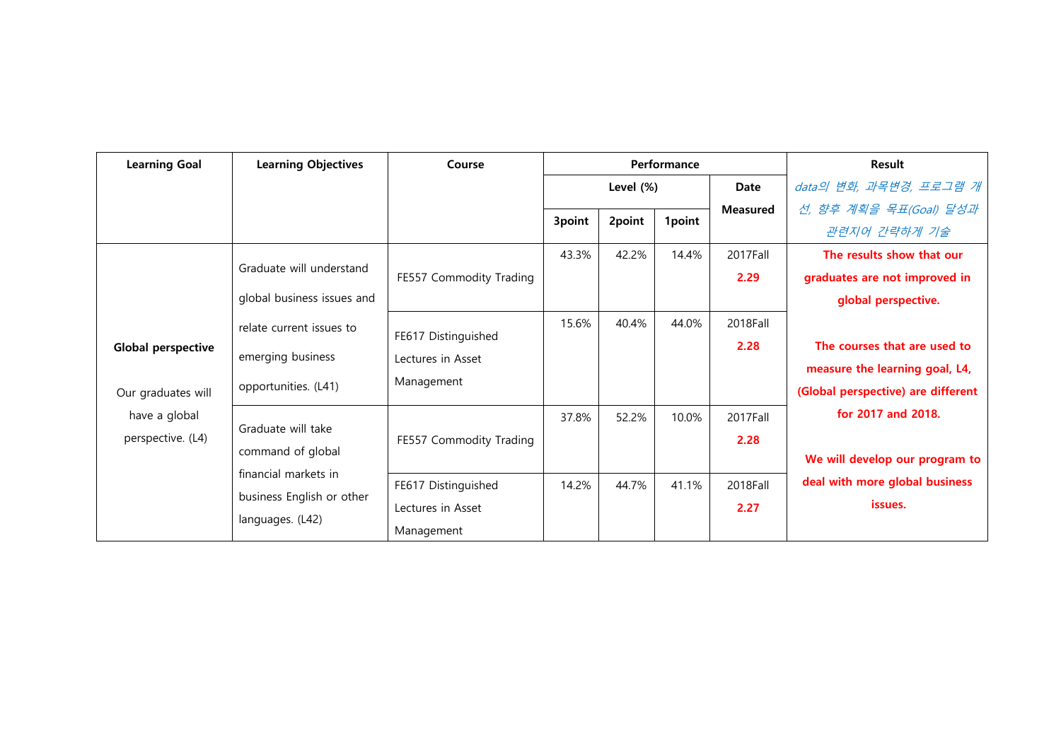| Learning Goal | Learning Objectives | Course | Performance | | | | Result |
|---|---|---|---|---|---|---|---|
| | | | Level (%) | | | Date Measured | *data의 변화, 과목변경, 프로그램 개선, 향후 계획을 목표(Goal) 달성과 관련지어 간략하게 기술* |
| | | | 3point | 2point | 1point | | |
| **Global perspective**<br><br>Our graduates will have a global perspective. (L4) | Graduate will understand global business issues and relate current issues to emerging business opportunities. (L41) | FE557 Commodity Trading | 43.3% | 42.2% | 14.4% | 2017Fall<br>**2.29** | **The results show that our graduates are not improved in global perspective.**<br><br>**The courses that are used to measure the learning goal, L4, (Global perspective) are different for 2017 and 2018.**<br><br>**We will develop our program to deal with more global business issues.** |
| | | FE617 Distinguished Lectures in Asset Management | 15.6% | 40.4% | 44.0% | 2018Fall<br>**2.28** | |
| | Graduate will take command of global financial markets in business English or other languages. (L42) | FE557 Commodity Trading | 37.8% | 52.2% | 10.0% | 2017Fall<br>**2.28** | |
| | | FE617 Distinguished Lectures in Asset Management | 14.2% | 44.7% | 41.1% | 2018Fall<br>**2.27** | |